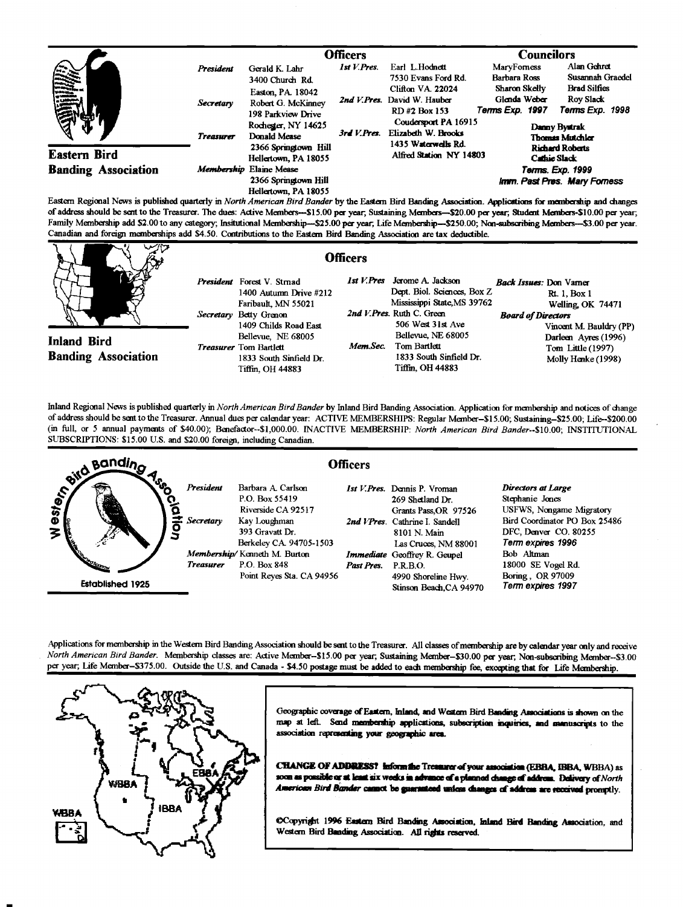## Eastern Bird Banding Association

### Officers

*President* Gerald K. Lahr, 3400 Church Rd., Easton, PA 18042

*Secretary* Robert G. McKinney, 198 Parkview Drive, Rochester, NY 14625

*Treasurer* Donald Mease, 2366 Springtown Hill, Hellertown, PA 18055

*Membership* Elaine Mease, 2366 Springtown Hill, Hellertown, PA 18055

*1st V.Pres.* Earl L.Hodnett, 7530 Evans Ford Rd., Clifton VA 22024

*2nd V.Pres.* David W. Hauber, RD #2 Box 153, Coudersport PA 16915

*3rd V.Pres.* Elizabeth W. Brooks, 1435 Waterwells Rd., Alfred Station NY 14803

### Councilors

MaryForness, Barbara Ross, Sharon Skelly, Glenda Weber — *Terms Exp. 1997*

Alan Gehret, Susannah Graedel, Brad Silfies, Roy Slack — *Terms Exp. 1998*

Danny Bystrak, Thomas Mutchler, Richard Roberts, Cathie Slack — *Terms. Exp. 1999*

*Imm. Past Pres.* Mary Forness

Eastern Regional News is published quarterly in *North American Bird Bander* by the Eastern Bird Banding Association. Applications for membership and changes of address should be sent to the Treasurer. The dues: Active Members—$15.00 per year; Sustaining Members—$20.00 per year; Student Members-$10.00 per year; Family Membership add $2.00 to any category; Insitutional Membership—$25.00 per year; Life Membership—$250.00; Non-subscribing Members—$3.00 per year. Canadian and foreign memberships add $4.50. Contributions to the Eastern Bird Banding Association are tax deductible.

## Inland Bird Banding Association

### Officers

*President* Forest V. Strnad, 1400 Autumn Drive #212, Faribault, MN 55021

*Secretary* Betty Grenon, 1409 Childs Road East, Bellevue, NE 68005

*Treasurer* Tom Bartlett, 1833 South Sinfield Dr., Tiffin, OH 44883

*1st V.Pres* Jerome A. Jackson, Dept. Biol. Sciences, Box Z, Mississippi State,MS 39762

*2nd V.Pres.* Ruth C. Green, 506 West 31st Ave, Bellevue, NE 68005

*Mem.Sec.* Tom Bartlett, 1833 South Sinfield Dr., Tiffin, OH 44883

*Back Issues:* Don Varner, Rt. 1, Box 1, Welling, OK 74471

*Board of Directors*
Vincent M. Bauldry (PP)
Darleen Ayres (1996)
Tom Little (1997)
Molly Henke (1998)

Inland Regional News is published quarterly in *North American Bird Bander* by Inland Bird Banding Association. Application for membership and notices of change of address should be sent to the Treasurer. Annual dues per calendar year: ACTIVE MEMBERSHIPS: Regular Member--$15.00; Sustaining--$25.00; Life--$200.00 (in full, or 5 annual payments of $40.00); Benefactor--$1,000.00. INACTIVE MEMBERSHIP: *North American Bird Bander*--$10.00; INSTITUTIONAL SUBSCRIPTIONS: $15.00 U.S. and $20.00 foreign, including Canadian.

## Western Bird Banding Association

Established 1925

### Officers

*President* Barbara A. Carlson, P.O. Box 55419, Riverside CA 92517

*Secretary* Kay Loughman, 393 Gravatt Dr., Berkeley CA 94705-1503

*Membership/Treasurer* Kenneth M. Burton, P.O. Box 848, Point Reyes Sta. CA 94956

*1st V.Pres.* Dennis P. Vroman, 269 Shetland Dr., Grants Pass,OR 97526

*2nd VPres.* Cathrine I. Sandell, 8101 N. Main, Las Cruces, NM 88001

*Immediate Past Pres.* Geoffrey R. Geupel, P.R.B.O., 4990 Shoreline Hwy., Stinson Beach,CA 94970

*Directors at Large*
Stephanie Jones, USFWS, Nongame Migratory Bird Coordinator PO Box 25486, DFC, Denver CO. 80255 — *Term expires 1996*
Bob Altman, 18000 SE Vogel Rd., Boring, OR 97009 — *Term expires 1997*

Applications for membership in the Western Bird Banding Association should be sent to the Treasurer. All classes of membership are by calendar year only and receive *North American Bird Bander*. Membership classes are: Active Member--$15.00 per year; Sustaining Member--$30.00 per year; Non-subscribing Member--$3.00 per year; Life Member--$375.00. Outside the U.S. and Canada - $4.50 postage must be added to each membership fee, excepting that for Life Membership.

---

WBBA — IBBA — EBBA

Geographic coverage of Eastern, Inland, and Western Bird Banding Associations is shown on the map at left. Send membership applications, subscription inquiries, and manuscripts to the association representing your geographic area.

**CHANGE OF ADDRESS?** Inform the Treasurer of your association (EBBA, IBBA, WBBA) as soon as possible or at least six weeks in advance of a planned change of address. Delivery of *North American Bird Bander* cannot be guaranteed unless changes of address are received promptly.

©Copyright 1996 Eastern Bird Banding Association, Inland Bird Banding Association, and Western Bird Banding Association. All rights reserved.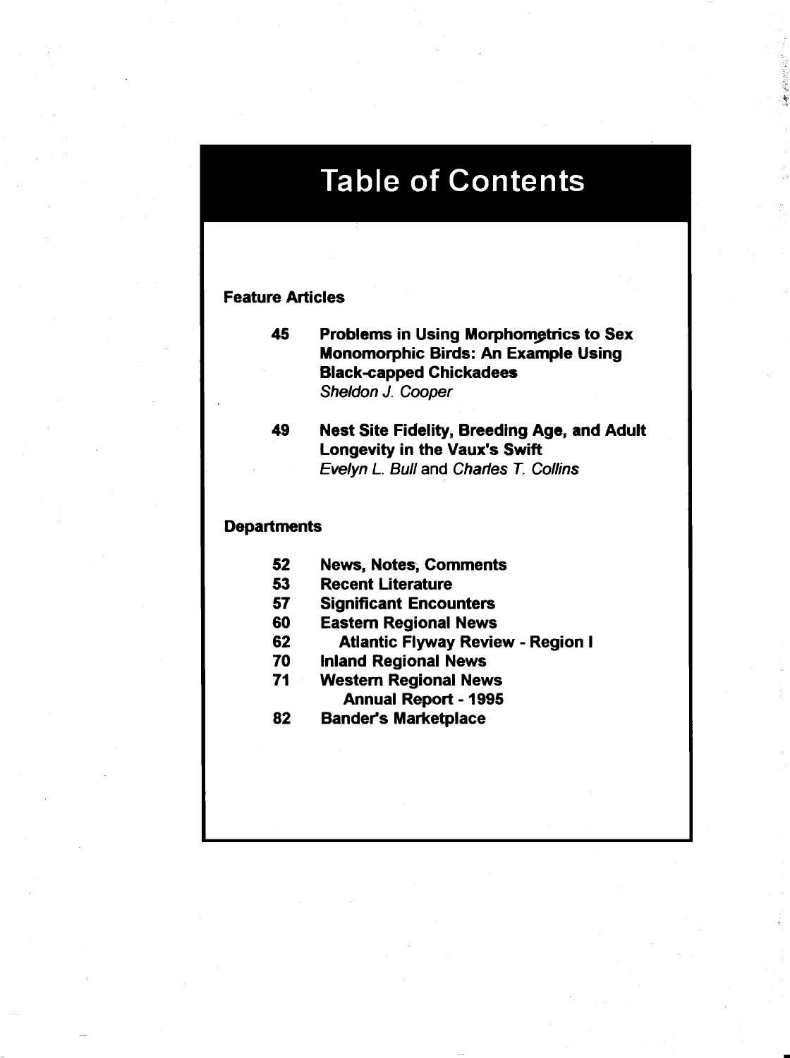# Table of Contents

## Feature Articles

**45 Problems in Using Morphometrics to Sex Monomorphic Birds: An Example Using Black-capped Chickadees**
*Sheldon J. Cooper*

**49 Nest Site Fidelity, Breeding Age, and Adult Longevity in the Vaux's Swift**
*Evelyn L. Bull* and *Charles T. Collins*

## Departments

- **52 News, Notes, Comments**
- **53 Recent Literature**
- **57 Significant Encounters**
- **60 Eastern Regional News**
  - **62 Atlantic Flyway Review - Region I**
- **70 Inland Regional News**
- **71 Western Regional News**
  - **Annual Report - 1995**
- **82 Bander's Marketplace**